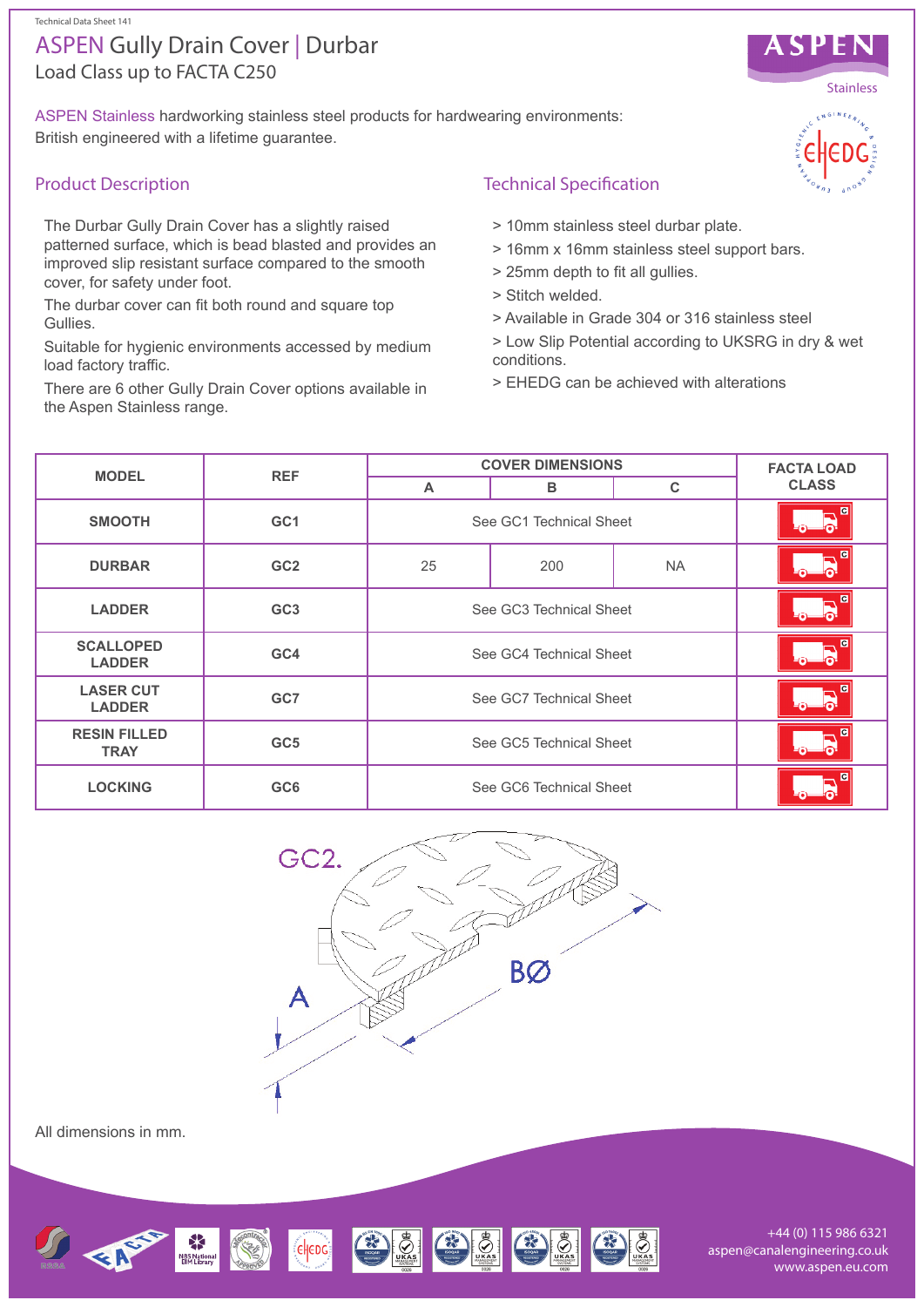Technical Data Sheet 141

# ASPEN Gully Drain Cover | Durbar

Load Class up to FACTA C250

ASPEN Stainless hardworking stainless steel products for hardwearing environments: British engineered with a lifetime guarantee.

## Product Description

The Durbar Gully Drain Cover has a slightly raised patterned surface, which is bead blasted and provides an improved slip resistant surface compared to the smooth cover, for safety under foot.

The durbar cover can fit both round and square top Gullies.

Suitable for hygienic environments accessed by medium load factory traffic.

There are 6 other Gully Drain Cover options available in the Aspen Stainless range.

## Technical Specification

> 10mm stainless steel durbar plate.

> 16mm x 16mm stainless steel support bars.

> 25mm depth to fit all gullies.

> Stitch welded.

> Available in Grade 304 or 316 stainless steel

> Low Slip Potential according to UKSRG in dry & wet conditions.

> EHEDG can be achieved with alterations

| MODEL | REF | COVER DIMENSIONS | | | FACTA LOAD CLASS |
|---|---|---|---|---|---|
| | | A | B | C | |
| SMOOTH | GC1 | See GC1 Technical Sheet | | | C |
| DURBAR | GC2 | 25 | 200 | NA | C |
| LADDER | GC3 | See GC3 Technical Sheet | | | C |
| SCALLOPED LADDER | GC4 | See GC4 Technical Sheet | | | C |
| LASER CUT LADDER | GC7 | See GC7 Technical Sheet | | | C |
| RESIN FILLED TRAY | GC5 | See GC5 Technical Sheet | | | C |
| LOCKING | GC6 | See GC6 Technical Sheet | | | C |

GC2.

A

BØ

All dimensions in mm.

+44 (0) 115 986 6321
aspen@canalengineering.co.uk
www.aspen.eu.com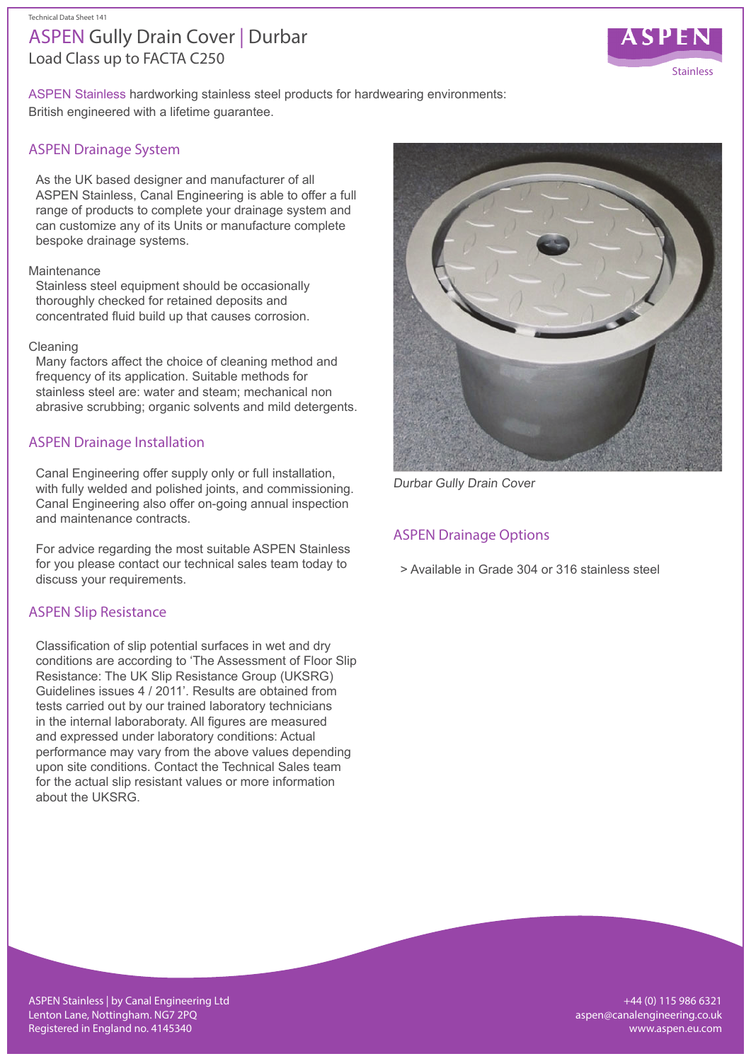Technical Data Sheet 141

# ASPEN Gully Drain Cover | Durbar

Load Class up to FACTA C250

ASPEN Stainless hardworking stainless steel products for hardwearing environments: British engineered with a lifetime guarantee.

## ASPEN Drainage System

As the UK based designer and manufacturer of all ASPEN Stainless, Canal Engineering is able to offer a full range of products to complete your drainage system and can customize any of its Units or manufacture complete bespoke drainage systems.

Maintenance

Stainless steel equipment should be occasionally thoroughly checked for retained deposits and concentrated fluid build up that causes corrosion.

Cleaning

Many factors affect the choice of cleaning method and frequency of its application. Suitable methods for stainless steel are: water and steam; mechanical non abrasive scrubbing; organic solvents and mild detergents.

## ASPEN Drainage Installation

Canal Engineering offer supply only or full installation, with fully welded and polished joints, and commissioning. Canal Engineering also offer on-going annual inspection and maintenance contracts.

For advice regarding the most suitable ASPEN Stainless for you please contact our technical sales team today to discuss your requirements.

## ASPEN Slip Resistance

Classification of slip potential surfaces in wet and dry conditions are according to 'The Assessment of Floor Slip Resistance: The UK Slip Resistance Group (UKSRG) Guidelines issues 4 / 2011'. Results are obtained from tests carried out by our trained laboratory technicians in the internal laboraboraty. All figures are measured and expressed under laboratory conditions: Actual performance may vary from the above values depending upon site conditions. Contact the Technical Sales team for the actual slip resistant values or more information about the UKSRG.

*Durbar Gully Drain Cover*

## ASPEN Drainage Options

> Available in Grade 304 or 316 stainless steel

ASPEN Stainless | by Canal Engineering Ltd
Lenton Lane, Nottingham. NG7 2PQ
Registered in England no. 4145340

+44 (0) 115 986 6321
aspen@canalengineering.co.uk
www.aspen.eu.com